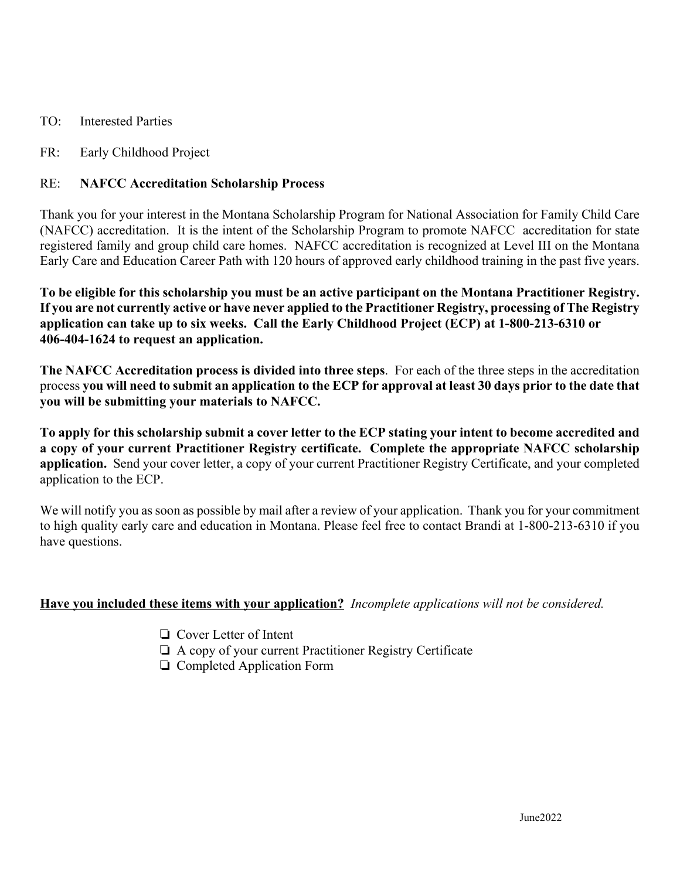TO: Interested Parties

FR: Early Childhood Project

RE: **NAFCC Accreditation Scholarship Process**

Thank you for your interest in the Montana Scholarship Program for National Association for Family Child Care (NAFCC) accreditation. It is the intent of the Scholarship Program to promote NAFCC accreditation for state registered family and group child care homes. NAFCC accreditation is recognized at Level III on the Montana Early Care and Education Career Path with 120 hours of approved early childhood training in the past five years.

**To be eligible for this scholarship you must be an active participant on the Montana Practitioner Registry. If you are not currently active or have never applied to the Practitioner Registry, processing of The Registry application can take up to six weeks. Call the Early Childhood Project (ECP) at 1-800-213-6310 or 406-404-1624 to request an application.**

**The NAFCC Accreditation process is divided into three steps**. For each of the three steps in the accreditation process **you will need to submit an application to the ECP for approval at least 30 days prior to the date that you will be submitting your materials to NAFCC.**

**To apply for this scholarship submit a cover letter to the ECP stating your intent to become accredited and a copy of your current Practitioner Registry certificate. Complete the appropriate NAFCC scholarship application.** Send your cover letter, a copy of your current Practitioner Registry Certificate, and your completed application to the ECP.

We will notify you as soon as possible by mail after a review of your application. Thank you for your commitment to high quality early care and education in Montana. Please feel free to contact Brandi at 1-800-213-6310 if you have questions.

**<u>Have you included these items with your application?</u>** *Incomplete applications will not be considered.*

- ❑ Cover Letter of Intent
- ❑ A copy of your current Practitioner Registry Certificate
- ❑ Completed Application Form

June2022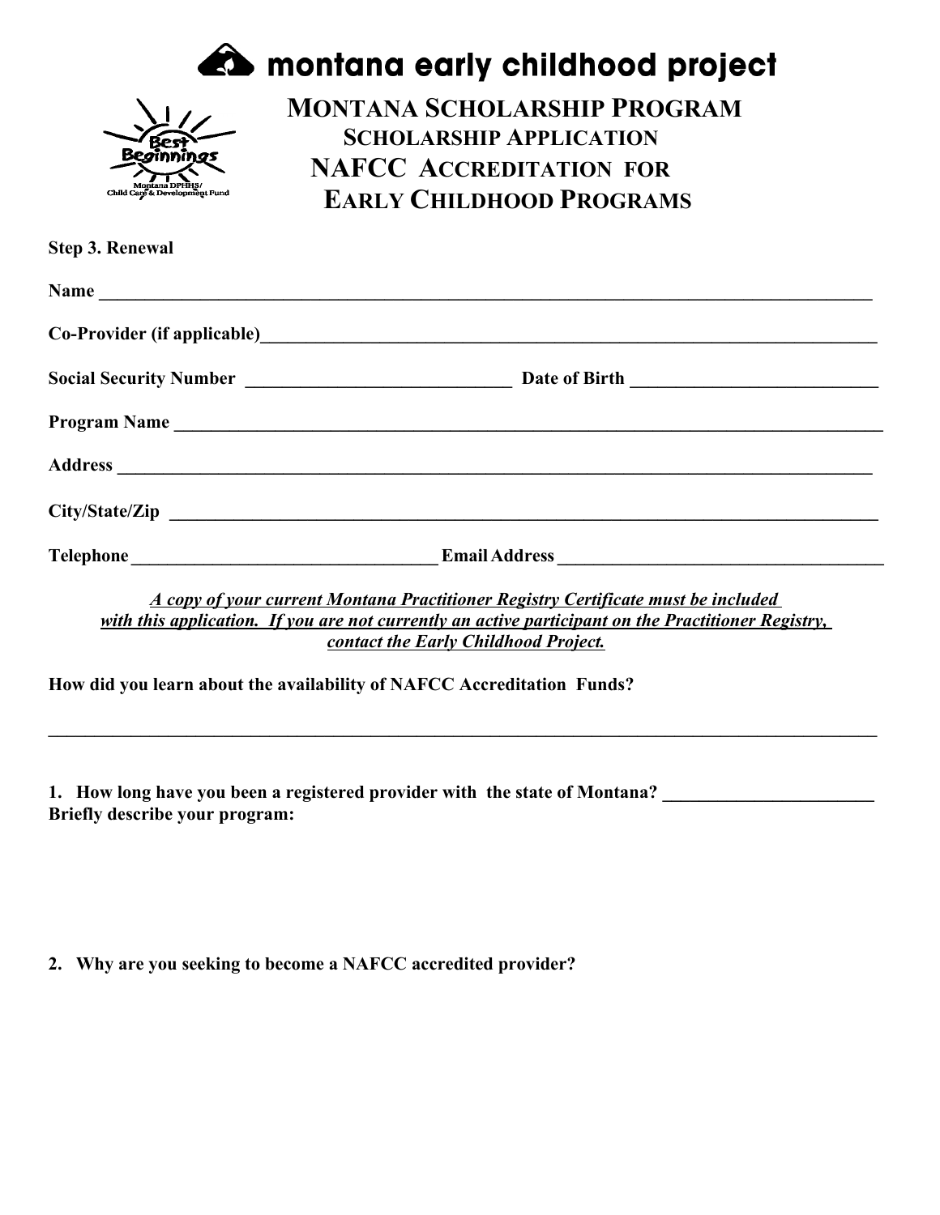# montana early childhood project

## MONTANA SCHOLARSHIP PROGRAM
### SCHOLARSHIP APPLICATION
### NAFCC ACCREDITATION FOR EARLY CHILDHOOD PROGRAMS

Best Beginnings
Montana DPHHS/
Child Care & Development Fund

**Step 3. Renewal**

**Name** ______________________________________________________________________________

**Co-Provider (if applicable)**_____________________________________________________________

**Social Security Number** ___________________________ **Date of Birth** _________________________

**Program Name** _______________________________________________________________________

**Address** ____________________________________________________________________________

**City/State/Zip** _______________________________________________________________________

**Telephone** ______________________________ **Email Address** ___________________________________

***A copy of your current Montana Practitioner Registry Certificate must be included with this application. If you are not currently an active participant on the Practitioner Registry, contact the Early Childhood Project.***

**How did you learn about the availability of NAFCC Accreditation Funds?**

_______________________________________________________________________________________

**1. How long have you been a registered provider with the state of Montana?** _____________________
**Briefly describe your program:**

**2. Why are you seeking to become a NAFCC accredited provider?**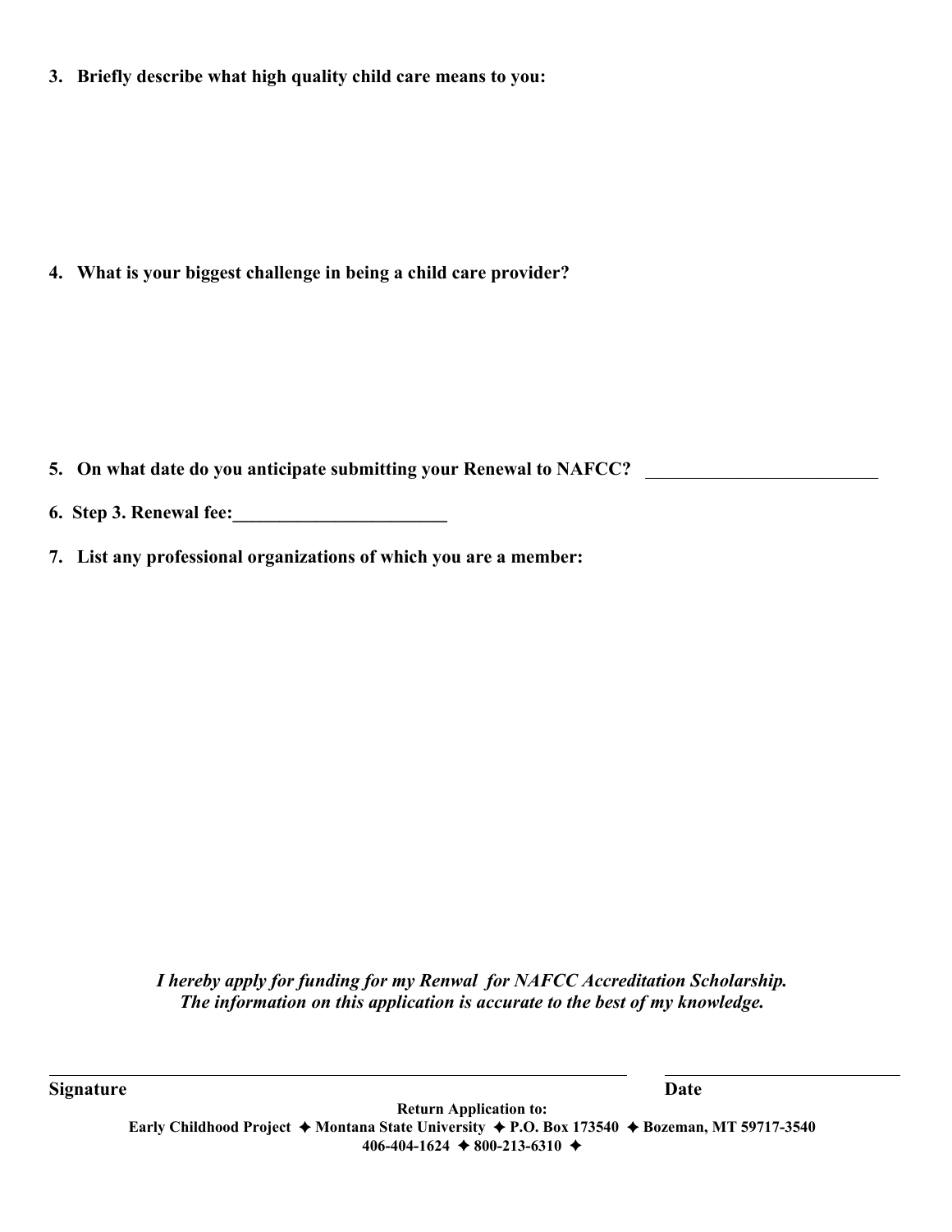**3. Briefly describe what high quality child care means to you:**

**4. What is your biggest challenge in being a child care provider?**

**5. On what date do you anticipate submitting your Renewal to NAFCC?** __________________________

**6. Step 3. Renewal fee:**_______________________

**7. List any professional organizations of which you are a member:**

*I hereby apply for funding for my Renwal for NAFCC Accreditation Scholarship.*
*The information on this application is accurate to the best of my knowledge.*

**Signature** ______________________________________________ **Date** ______________________

**Return Application to:**
**Early Childhood Project ✦ Montana State University ✦ P.O. Box 173540 ✦ Bozeman, MT 59717-3540**
**406-404-1624 ✦ 800-213-6310 ✦**